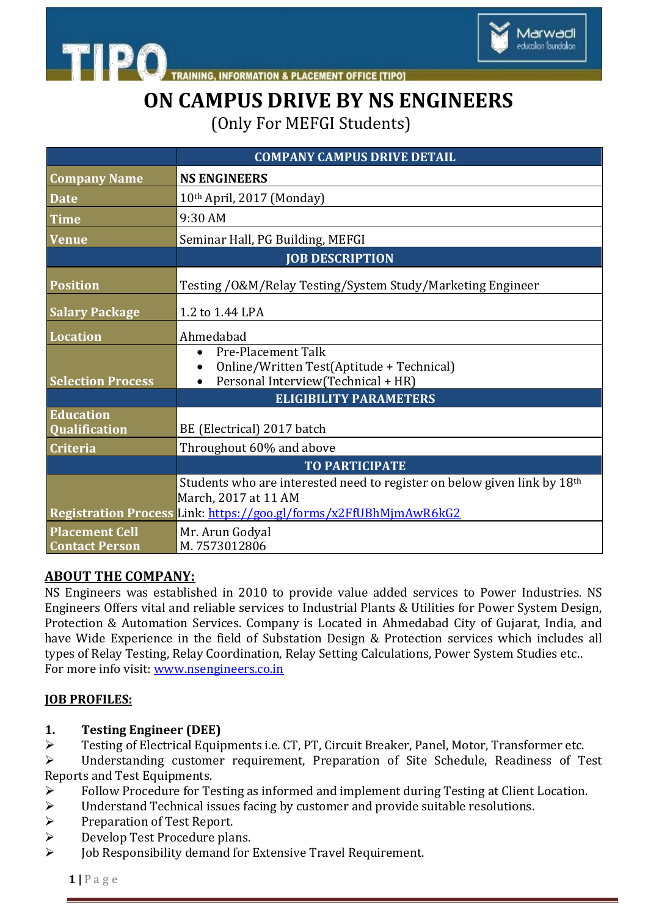TIPO — TRAINING, INFORMATION & PLACEMENT OFFICE [TIPO]

Marwadi education foundation

# ON CAMPUS DRIVE BY NS ENGINEERS

(Only For MEFGI Students)

| | COMPANY CAMPUS DRIVE DETAIL |
|---|---|
| **Company Name** | **NS ENGINEERS** |
| **Date** | 10th April, 2017 (Monday) |
| **Time** | 9:30 AM |
| **Venue** | Seminar Hall, PG Building, MEFGI |
| | **JOB DESCRIPTION** |
| **Position** | Testing /O&M/Relay Testing/System Study/Marketing Engineer |
| **Salary Package** | 1.2 to 1.44 LPA |
| **Location** | Ahmedabad |
| **Selection Process** | • Pre-Placement Talk<br>• Online/Written Test(Aptitude + Technical)<br>• Personal Interview(Technical + HR) |
| | **ELIGIBILITY PARAMETERS** |
| **Education Qualification** | BE (Electrical) 2017 batch |
| **Criteria** | Throughout 60% and above |
| | **TO PARTICIPATE** |
| **Registration Process** | Students who are interested need to register on below given link by 18th March, 2017 at 11 AM<br>Link: https://goo.gl/forms/x2FfUBhMjmAwR6kG2 |
| **Placement Cell Contact Person** | Mr. Arun Godyal<br>M. 7573012806 |

## ABOUT THE COMPANY:

NS Engineers was established in 2010 to provide value added services to Power Industries. NS Engineers Offers vital and reliable services to Industrial Plants & Utilities for Power System Design, Protection & Automation Services. Company is Located in Ahmedabad City of Gujarat, India, and have Wide Experience in the field of Substation Design & Protection services which includes all types of Relay Testing, Relay Coordination, Relay Setting Calculations, Power System Studies etc..
For more info visit: www.nsengineers.co.in

## JOB PROFILES:

### 1. Testing Engineer (DEE)

- Testing of Electrical Equipments i.e. CT, PT, Circuit Breaker, Panel, Motor, Transformer etc.
- Understanding customer requirement, Preparation of Site Schedule, Readiness of Test Reports and Test Equipments.
- Follow Procedure for Testing as informed and implement during Testing at Client Location.
- Understand Technical issues facing by customer and provide suitable resolutions.
- Preparation of Test Report.
- Develop Test Procedure plans.
- Job Responsibility demand for Extensive Travel Requirement.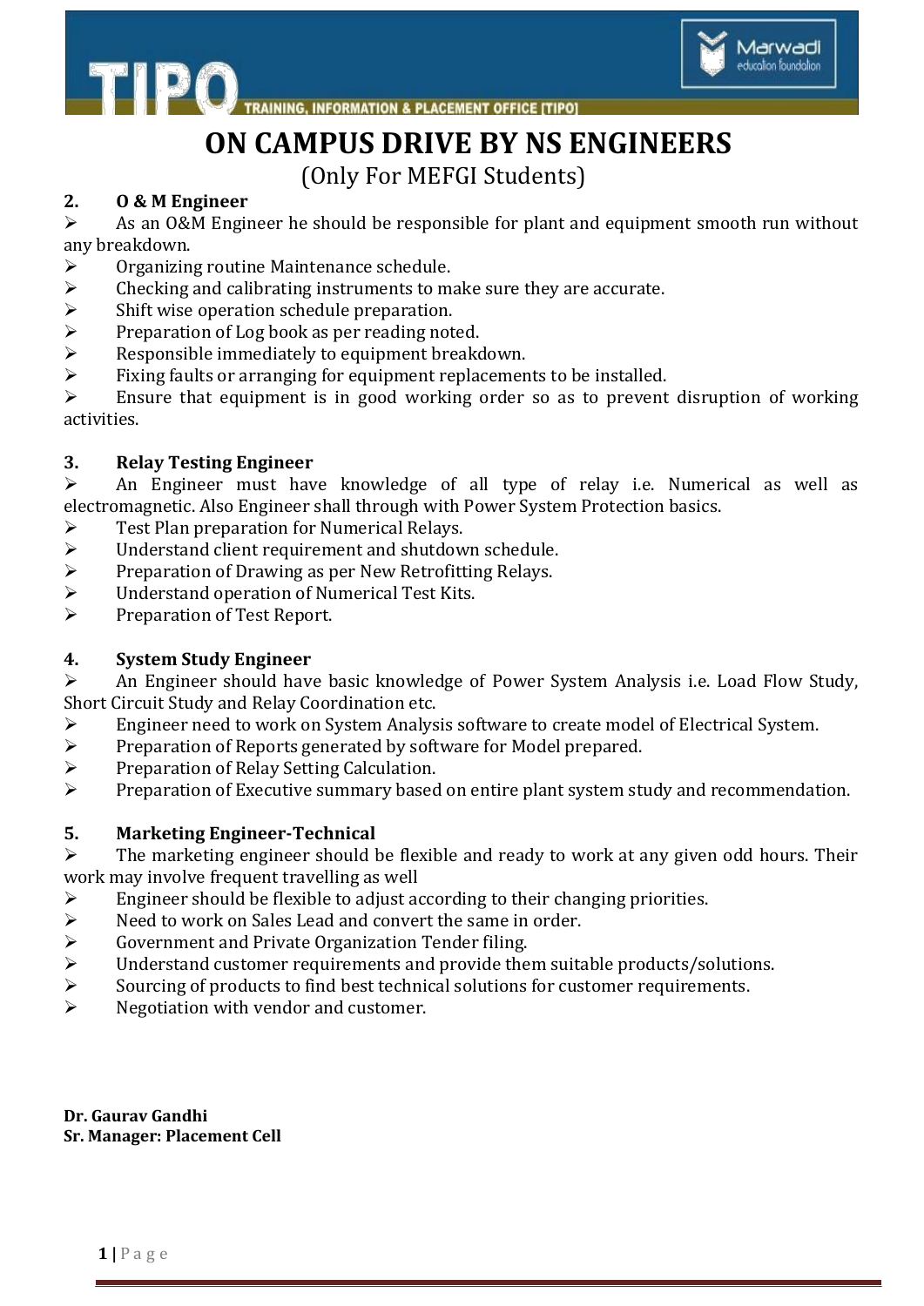# ON CAMPUS DRIVE BY NS ENGINEERS

(Only For MEFGI Students)

### 2. O & M Engineer

- As an O&M Engineer he should be responsible for plant and equipment smooth run without any breakdown.
- Organizing routine Maintenance schedule.
- Checking and calibrating instruments to make sure they are accurate.
- Shift wise operation schedule preparation.
- Preparation of Log book as per reading noted.
- Responsible immediately to equipment breakdown.
- Fixing faults or arranging for equipment replacements to be installed.
- Ensure that equipment is in good working order so as to prevent disruption of working activities.

### 3. Relay Testing Engineer

- An Engineer must have knowledge of all type of relay i.e. Numerical as well as electromagnetic. Also Engineer shall through with Power System Protection basics.
- Test Plan preparation for Numerical Relays.
- Understand client requirement and shutdown schedule.
- Preparation of Drawing as per New Retrofitting Relays.
- Understand operation of Numerical Test Kits.
- Preparation of Test Report.

### 4. System Study Engineer

- An Engineer should have basic knowledge of Power System Analysis i.e. Load Flow Study, Short Circuit Study and Relay Coordination etc.
- Engineer need to work on System Analysis software to create model of Electrical System.
- Preparation of Reports generated by software for Model prepared.
- Preparation of Relay Setting Calculation.
- Preparation of Executive summary based on entire plant system study and recommendation.

### 5. Marketing Engineer-Technical

- The marketing engineer should be flexible and ready to work at any given odd hours. Their work may involve frequent travelling as well
- Engineer should be flexible to adjust according to their changing priorities.
- Need to work on Sales Lead and convert the same in order.
- Government and Private Organization Tender filing.
- Understand customer requirements and provide them suitable products/solutions.
- Sourcing of products to find best technical solutions for customer requirements.
- Negotiation with vendor and customer.

**Dr. Gaurav Gandhi**
**Sr. Manager: Placement Cell**